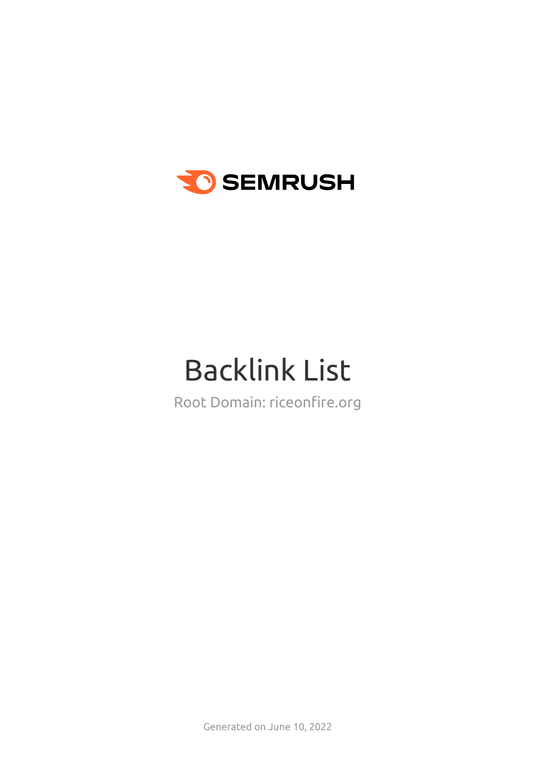SEMRUSH

# Backlink List

Root Domain: riceonfire.org

Generated on June 10, 2022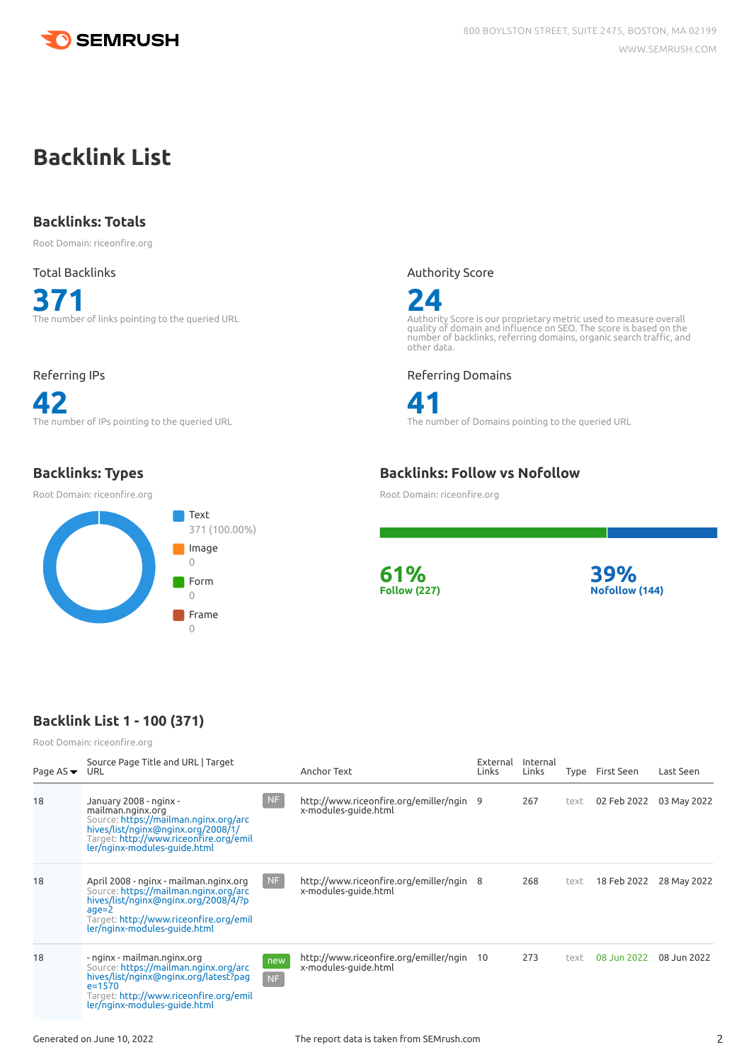# Backlink List

## Backlinks: Totals

Root Domain: riceonfire.org

**Total Backlinks**

**371**

The number of links pointing to the queried URL

**Authority Score**

**24**

Authority Score is our proprietary metric used to measure overall quality of domain and influence on SEO. The score is based on the number of backlinks, referring domains, organic search traffic, and other data.

**Referring IPs**

**42**

The number of IPs pointing to the queried URL

**Referring Domains**

**41**

The number of Domains pointing to the queried URL

## Backlinks: Types

Root Domain: riceonfire.org

- Text: 371 (100.00%)
- Image: 0
- Form: 0
- Frame: 0

## Backlinks: Follow vs Nofollow

Root Domain: riceonfire.org

- **61%** Follow (227)
- **39%** Nofollow (144)

## Backlink List 1 - 100 (371)

Root Domain: riceonfire.org

| Page AS | Source Page Title and URL \| Target URL | | Anchor Text | External Links | Internal Links | Type | First Seen | Last Seen |
|---|---|---|---|---|---|---|---|---|
| 18 | January 2008 - nginx - mailman.nginx.org<br>Source: https://mailman.nginx.org/archives/list/nginx@nginx.org/2008/1/<br>Target: http://www.riceonfire.org/emiller/nginx-modules-guide.html | NF | http://www.riceonfire.org/emiller/nginx-modules-guide.html | 9 | 267 | text | 02 Feb 2022 | 03 May 2022 |
| 18 | April 2008 - nginx - mailman.nginx.org<br>Source: https://mailman.nginx.org/archives/list/nginx@nginx.org/2008/4/?page=2<br>Target: http://www.riceonfire.org/emiller/nginx-modules-guide.html | NF | http://www.riceonfire.org/emiller/nginx-modules-guide.html | 8 | 268 | text | 18 Feb 2022 | 28 May 2022 |
| 18 | - nginx - mailman.nginx.org<br>Source: https://mailman.nginx.org/archives/list/nginx@nginx.org/latest?page=1570<br>Target: http://www.riceonfire.org/emiller/nginx-modules-guide.html | new NF | http://www.riceonfire.org/emiller/nginx-modules-guide.html | 10 | 273 | text | 08 Jun 2022 | 08 Jun 2022 |

Generated on June 10, 2022

The report data is taken from SEMrush.com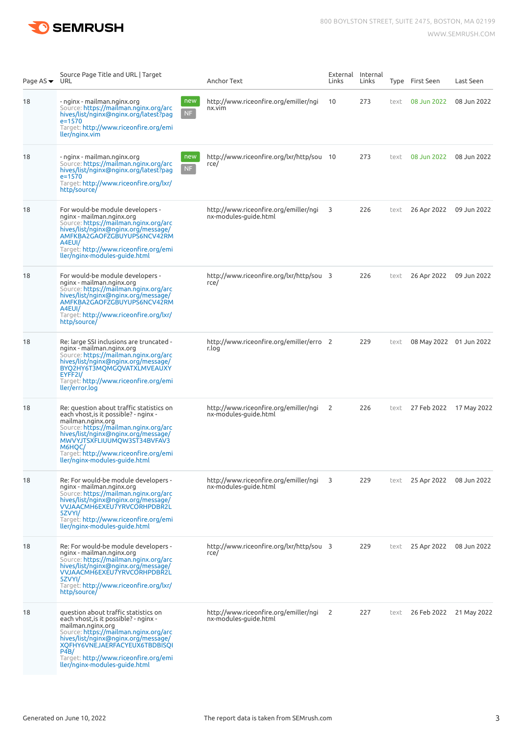| Page AS ▼ | Source Page Title and URL \| Target URL | | Anchor Text | External Links | Internal Links | Type | First Seen | Last Seen |
|---|---|---|---|---|---|---|---|---|
| 18 | - nginx - mailman.nginx.org<br>Source: https://mailman.nginx.org/archives/list/nginx@nginx.org/latest?page=1570<br>Target: http://www.riceonfire.org/emiller/nginx.vim | new NF | http://www.riceonfire.org/emiller/nginx.vim | 10 | 273 | text | 08 Jun 2022 | 08 Jun 2022 |
| 18 | - nginx - mailman.nginx.org<br>Source: https://mailman.nginx.org/archives/list/nginx@nginx.org/latest?page=1570<br>Target: http://www.riceonfire.org/lxr/http/source/ | new NF | http://www.riceonfire.org/lxr/http/source/ | 10 | 273 | text | 08 Jun 2022 | 08 Jun 2022 |
| 18 | For would-be module developers - nginx - mailman.nginx.org<br>Source: https://mailman.nginx.org/archives/list/nginx@nginx.org/message/AMFKBA2GAOFZGBUYUPS6NCV42RMA4EUI/<br>Target: http://www.riceonfire.org/emiller/nginx-modules-guide.html | | http://www.riceonfire.org/emiller/nginx-modules-guide.html | 3 | 226 | text | 26 Apr 2022 | 09 Jun 2022 |
| 18 | For would-be module developers - nginx - mailman.nginx.org<br>Source: https://mailman.nginx.org/archives/list/nginx@nginx.org/message/AMFKBA2GAOFZGBUYUPS6NCV42RMA4EUI/<br>Target: http://www.riceonfire.org/lxr/http/source/ | | http://www.riceonfire.org/lxr/http/source/ | 3 | 226 | text | 26 Apr 2022 | 09 Jun 2022 |
| 18 | Re: large SSI inclusions are truncated - nginx - mailman.nginx.org<br>Source: https://mailman.nginx.org/archives/list/nginx@nginx.org/message/BYQ2HY6T3MQMGQVATXLMVEAUXYEYFF2I/<br>Target: http://www.riceonfire.org/emiller/error.log | | http://www.riceonfire.org/emiller/error.log | 2 | 229 | text | 08 May 2022 | 01 Jun 2022 |
| 18 | Re: question about traffic statistics on each vhost,is it possible? - nginx - mailman.nginx.org<br>Source: https://mailman.nginx.org/archives/list/nginx@nginx.org/message/MWVYJTSXFLIUUMQW3ST34BVFAV3M6HQC/<br>Target: http://www.riceonfire.org/emiller/nginx-modules-guide.html | | http://www.riceonfire.org/emiller/nginx-modules-guide.html | 2 | 226 | text | 27 Feb 2022 | 17 May 2022 |
| 18 | Re: For would-be module developers - nginx - mailman.nginx.org<br>Source: https://mailman.nginx.org/archives/list/nginx@nginx.org/message/VVJAACMH6EXEU7YRVCORHPDBR2L5ZVYI/<br>Target: http://www.riceonfire.org/emiller/nginx-modules-guide.html | | http://www.riceonfire.org/emiller/nginx-modules-guide.html | 3 | 229 | text | 25 Apr 2022 | 08 Jun 2022 |
| 18 | Re: For would-be module developers - nginx - mailman.nginx.org<br>Source: https://mailman.nginx.org/archives/list/nginx@nginx.org/message/VVJAACMH6EXEU7YRVCORHPDBR2L5ZVYI/<br>Target: http://www.riceonfire.org/lxr/http/source/ | | http://www.riceonfire.org/lxr/http/source/ | 3 | 229 | text | 25 Apr 2022 | 08 Jun 2022 |
| 18 | question about traffic statistics on each vhost,is it possible? - nginx - mailman.nginx.org<br>Source: https://mailman.nginx.org/archives/list/nginx@nginx.org/message/XQFHY6VNEJAERFACYEUX6TBDBISQIP4B/<br>Target: http://www.riceonfire.org/emiller/nginx-modules-guide.html | | http://www.riceonfire.org/emiller/nginx-modules-guide.html | 2 | 227 | text | 26 Feb 2022 | 21 May 2022 |

Generated on June 10, 2022

The report data is taken from SEMrush.com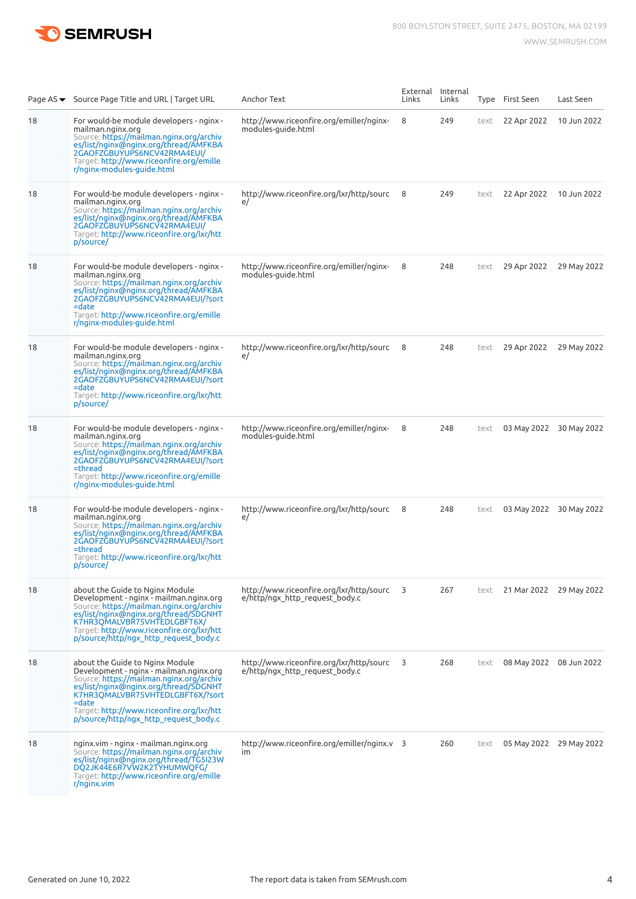| Page AS | Source Page Title and URL \| Target URL | Anchor Text | External Links | Internal Links | Type | First Seen | Last Seen |
|---|---|---|---|---|---|---|---|
| 18 | For would-be module developers - nginx - mailman.nginx.org Source: https://mailman.nginx.org/archives/list/nginx@nginx.org/thread/AMFKBA2GAOFZGBUYUPS6NCV42RMA4EUI/ Target: http://www.riceonfire.org/emiller/nginx-modules-guide.html | http://www.riceonfire.org/emiller/nginx-modules-guide.html | 8 | 249 | text | 22 Apr 2022 | 10 Jun 2022 |
| 18 | For would-be module developers - nginx - mailman.nginx.org Source: https://mailman.nginx.org/archives/list/nginx@nginx.org/thread/AMFKBA2GAOFZGBUYUPS6NCV42RMA4EUI/ Target: http://www.riceonfire.org/lxr/http/source/ | http://www.riceonfire.org/lxr/http/source/ | 8 | 249 | text | 22 Apr 2022 | 10 Jun 2022 |
| 18 | For would-be module developers - nginx - mailman.nginx.org Source: https://mailman.nginx.org/archives/list/nginx@nginx.org/thread/AMFKBA2GAOFZGBUYUPS6NCV42RMA4EUI/?sort=date Target: http://www.riceonfire.org/emiller/nginx-modules-guide.html | http://www.riceonfire.org/emiller/nginx-modules-guide.html | 8 | 248 | text | 29 Apr 2022 | 29 May 2022 |
| 18 | For would-be module developers - nginx - mailman.nginx.org Source: https://mailman.nginx.org/archives/list/nginx@nginx.org/thread/AMFKBA2GAOFZGBUYUPS6NCV42RMA4EUI/?sort=date Target: http://www.riceonfire.org/lxr/http/source/ | http://www.riceonfire.org/lxr/http/source/ | 8 | 248 | text | 29 Apr 2022 | 29 May 2022 |
| 18 | For would-be module developers - nginx - mailman.nginx.org Source: https://mailman.nginx.org/archives/list/nginx@nginx.org/thread/AMFKBA2GAOFZGBUYUPS6NCV42RMA4EUI/?sort=thread Target: http://www.riceonfire.org/emiller/nginx-modules-guide.html | http://www.riceonfire.org/emiller/nginx-modules-guide.html | 8 | 248 | text | 03 May 2022 | 30 May 2022 |
| 18 | For would-be module developers - nginx - mailman.nginx.org Source: https://mailman.nginx.org/archives/list/nginx@nginx.org/thread/AMFKBA2GAOFZGBUYUPS6NCV42RMA4EUI/?sort=thread Target: http://www.riceonfire.org/lxr/http/source/ | http://www.riceonfire.org/lxr/http/source/ | 8 | 248 | text | 03 May 2022 | 30 May 2022 |
| 18 | about the Guide to Nginx Module Development - nginx - mailman.nginx.org Source: https://mailman.nginx.org/archives/list/nginx@nginx.org/thread/SDGNHTK7HR3QMALVBR75VHTEDLGBFT6X/ Target: http://www.riceonfire.org/lxr/http/source/http/ngx_http_request_body.c | http://www.riceonfire.org/lxr/http/source/http/ngx_http_request_body.c | 3 | 267 | text | 21 Mar 2022 | 29 May 2022 |
| 18 | about the Guide to Nginx Module Development - nginx - mailman.nginx.org Source: https://mailman.nginx.org/archives/list/nginx@nginx.org/thread/SDGNHTK7HR3QMALVBR75VHTEDLGBFT6X/?sort=date Target: http://www.riceonfire.org/lxr/http/source/http/ngx_http_request_body.c | http://www.riceonfire.org/lxr/http/source/http/ngx_http_request_body.c | 3 | 268 | text | 08 May 2022 | 08 Jun 2022 |
| 18 | nginx.vim - nginx - mailman.nginx.org Source: https://mailman.nginx.org/archives/list/nginx@nginx.org/thread/TG5I23WDQ2JK44E6R7VW2K2TYHUMWQFG/ Target: http://www.riceonfire.org/emiller/nginx.vim | http://www.riceonfire.org/emiller/nginx.vim | 3 | 260 | text | 05 May 2022 | 29 May 2022 |

Generated on June 10, 2022

The report data is taken from SEMrush.com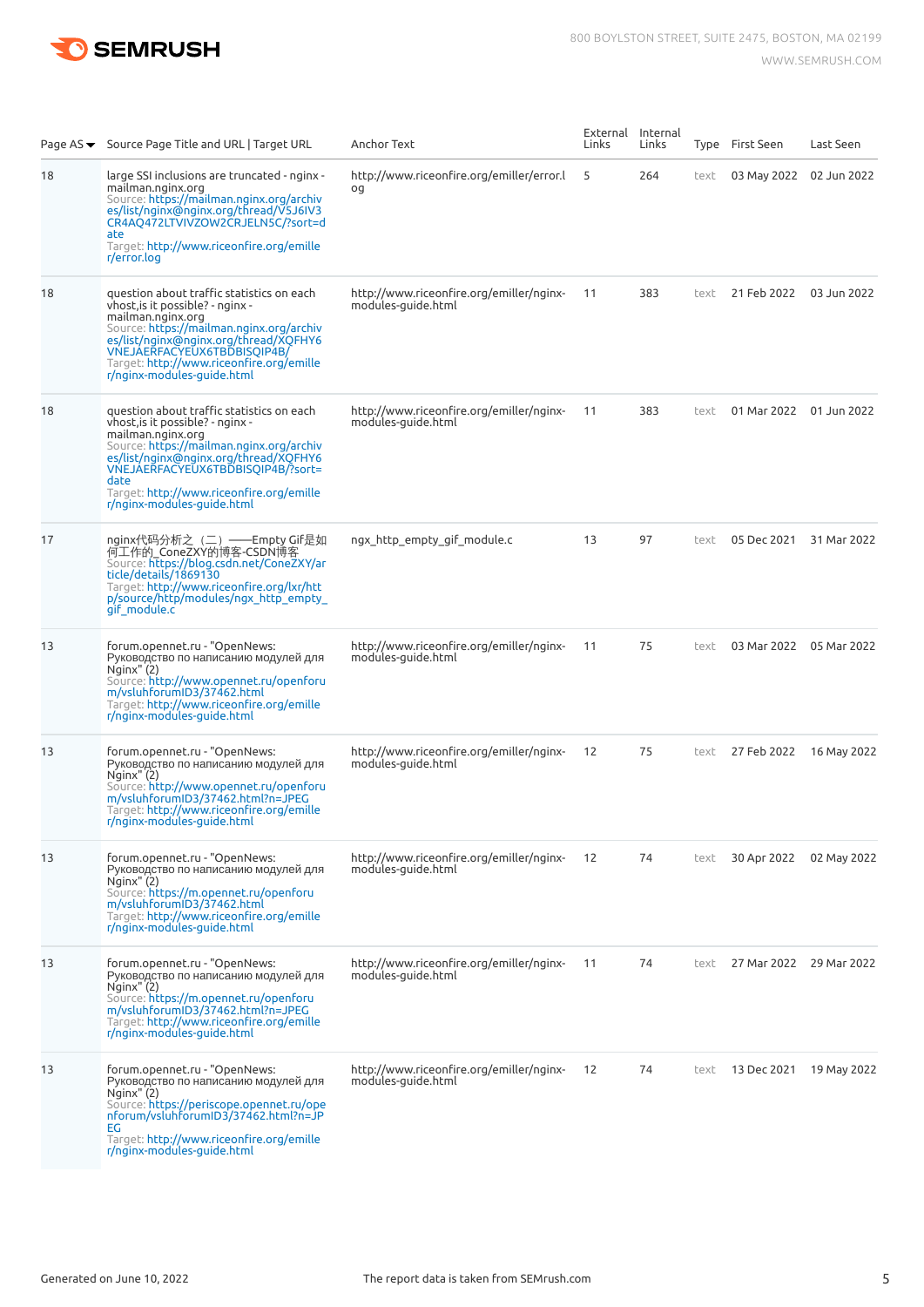| Page AS | Source Page Title and URL \| Target URL | Anchor Text | External Links | Internal Links | Type | First Seen | Last Seen |
|---|---|---|---|---|---|---|---|
| 18 | large SSI inclusions are truncated - nginx - mailman.nginx.org<br>Source: https://mailman.nginx.org/archives/list/nginx@nginx.org/thread/V5J6IV3CR4AQ472LTVIVZOW2CRJELN5C/?sort=date<br>Target: http://www.riceonfire.org/emiller/error.log | http://www.riceonfire.org/emiller/error.log | 5 | 264 | text | 03 May 2022 | 02 Jun 2022 |
| 18 | question about traffic statistics on each vhost,is it possible? - nginx - mailman.nginx.org<br>Source: https://mailman.nginx.org/archives/list/nginx@nginx.org/thread/XQFHY6VNEJAERFACYEUX6TBDBISQIP4B/<br>Target: http://www.riceonfire.org/emiller/nginx-modules-guide.html | http://www.riceonfire.org/emiller/nginx-modules-guide.html | 11 | 383 | text | 21 Feb 2022 | 03 Jun 2022 |
| 18 | question about traffic statistics on each vhost,is it possible? - nginx - mailman.nginx.org<br>Source: https://mailman.nginx.org/archives/list/nginx@nginx.org/thread/XQFHY6VNEJAERFACYEUX6TBDBISQIP4B/?sort=date<br>Target: http://www.riceonfire.org/emiller/nginx-modules-guide.html | http://www.riceonfire.org/emiller/nginx-modules-guide.html | 11 | 383 | text | 01 Mar 2022 | 01 Jun 2022 |
| 17 | nginx代码分析之（二）——Empty Gif是如何工作的_ConeZXY的博客-CSDN博客<br>Source: https://blog.csdn.net/ConeZXY/article/details/1869130<br>Target: http://www.riceonfire.org/lxr/http/source/http/modules/ngx_http_empty_gif_module.c | ngx_http_empty_gif_module.c | 13 | 97 | text | 05 Dec 2021 | 31 Mar 2022 |
| 13 | forum.opennet.ru - "OpenNews: Руководство по написанию модулей для Nginx" (2)<br>Source: http://www.opennet.ru/openforum/vsluhforumID3/37462.html<br>Target: http://www.riceonfire.org/emiller/nginx-modules-guide.html | http://www.riceonfire.org/emiller/nginx-modules-guide.html | 11 | 75 | text | 03 Mar 2022 | 05 Mar 2022 |
| 13 | forum.opennet.ru - "OpenNews: Руководство по написанию модулей для Nginx" (2)<br>Source: http://www.opennet.ru/openforum/vsluhforumID3/37462.html?n=JPEG<br>Target: http://www.riceonfire.org/emiller/nginx-modules-guide.html | http://www.riceonfire.org/emiller/nginx-modules-guide.html | 12 | 75 | text | 27 Feb 2022 | 16 May 2022 |
| 13 | forum.opennet.ru - "OpenNews: Руководство по написанию модулей для Nginx" (2)<br>Source: https://m.opennet.ru/openforum/vsluhforumID3/37462.html<br>Target: http://www.riceonfire.org/emiller/nginx-modules-guide.html | http://www.riceonfire.org/emiller/nginx-modules-guide.html | 12 | 74 | text | 30 Apr 2022 | 02 May 2022 |
| 13 | forum.opennet.ru - "OpenNews: Руководство по написанию модулей для Nginx" (2)<br>Source: https://m.opennet.ru/openforum/vsluhforumID3/37462.html?n=JPEG<br>Target: http://www.riceonfire.org/emiller/nginx-modules-guide.html | http://www.riceonfire.org/emiller/nginx-modules-guide.html | 11 | 74 | text | 27 Mar 2022 | 29 Mar 2022 |
| 13 | forum.opennet.ru - "OpenNews: Руководство по написанию модулей для Nginx" (2)<br>Source: https://periscope.opennet.ru/openforum/vsluhforumID3/37462.html?n=JPEG<br>Target: http://www.riceonfire.org/emiller/nginx-modules-guide.html | http://www.riceonfire.org/emiller/nginx-modules-guide.html | 12 | 74 | text | 13 Dec 2021 | 19 May 2022 |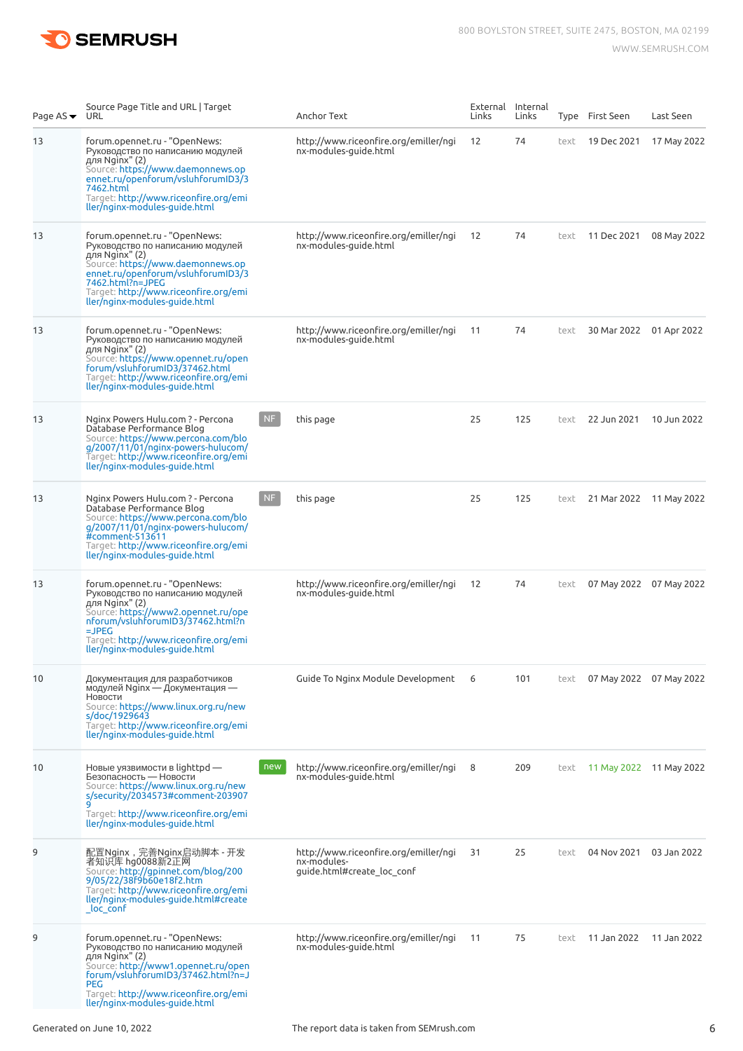| Page AS ▼ | Source Page Title and URL \| Target URL | | Anchor Text | External Links | Internal Links | Type | First Seen | Last Seen |
|---|---|---|---|---|---|---|---|---|
| 13 | forum.opennet.ru - "OpenNews: Руководство по написанию модулей для Nginx" (2) Source: https://www.daemonnews.opennet.ru/openforum/vsluhforumID3/37462.html Target: http://www.riceonfire.org/emiller/nginx-modules-guide.html | | http://www.riceonfire.org/emiller/nginx-modules-guide.html | 12 | 74 | text | 19 Dec 2021 | 17 May 2022 |
| 13 | forum.opennet.ru - "OpenNews: Руководство по написанию модулей для Nginx" (2) Source: https://www.daemonnews.opennet.ru/openforum/vsluhforumID3/37462.html?n=JPEG Target: http://www.riceonfire.org/emiller/nginx-modules-guide.html | | http://www.riceonfire.org/emiller/nginx-modules-guide.html | 12 | 74 | text | 11 Dec 2021 | 08 May 2022 |
| 13 | forum.opennet.ru - "OpenNews: Руководство по написанию модулей для Nginx" (2) Source: https://www.opennet.ru/openforum/vsluhforumID3/37462.html Target: http://www.riceonfire.org/emiller/nginx-modules-guide.html | | http://www.riceonfire.org/emiller/nginx-modules-guide.html | 11 | 74 | text | 30 Mar 2022 | 01 Apr 2022 |
| 13 | Nginx Powers Hulu.com ? - Percona Database Performance Blog Source: https://www.percona.com/blog/2007/11/01/nginx-powers-hulucom/ Target: http://www.riceonfire.org/emiller/nginx-modules-guide.html | NF | this page | 25 | 125 | text | 22 Jun 2021 | 10 Jun 2022 |
| 13 | Nginx Powers Hulu.com ? - Percona Database Performance Blog Source: https://www.percona.com/blog/2007/11/01/nginx-powers-hulucom/#comment-513611 Target: http://www.riceonfire.org/emiller/nginx-modules-guide.html | NF | this page | 25 | 125 | text | 21 Mar 2022 | 11 May 2022 |
| 13 | forum.opennet.ru - "OpenNews: Руководство по написанию модулей для Nginx" (2) Source: https://www2.opennet.ru/openforum/vsluhforumID3/37462.html?n=JPEG Target: http://www.riceonfire.org/emiller/nginx-modules-guide.html | | http://www.riceonfire.org/emiller/nginx-modules-guide.html | 12 | 74 | text | 07 May 2022 | 07 May 2022 |
| 10 | Документация для разработчиков модулей Nginx — Документация — Новости Source: https://www.linux.org.ru/news/doc/1929643 Target: http://www.riceonfire.org/emiller/nginx-modules-guide.html | | Guide To Nginx Module Development | 6 | 101 | text | 07 May 2022 | 07 May 2022 |
| 10 | Новые уязвимости в lighttpd — Безопасность — Новости Source: https://www.linux.org.ru/news/security/2034573#comment-2039079 Target: http://www.riceonfire.org/emiller/nginx-modules-guide.html | new | http://www.riceonfire.org/emiller/nginx-modules-guide.html | 8 | 209 | text | 11 May 2022 | 11 May 2022 |
| 9 | 配置Nginx，完善Nginx启动脚本 - 开发者知识库 hg0088新2正网 Source: http://gpinnet.com/blog/2009/05/22/38f9b60e18f2.htm Target: http://www.riceonfire.org/emiller/nginx-modules-guide.html#create_loc_conf | | http://www.riceonfire.org/emiller/nginx-modules-guide.html#create_loc_conf | 31 | 25 | text | 04 Nov 2021 | 03 Jan 2022 |
| 9 | forum.opennet.ru - "OpenNews: Руководство по написанию модулей для Nginx" (2) Source: http://www1.opennet.ru/openforum/vsluhforumID3/37462.html?n=JPEG Target: http://www.riceonfire.org/emiller/nginx-modules-guide.html | | http://www.riceonfire.org/emiller/nginx-modules-guide.html | 11 | 75 | text | 11 Jan 2022 | 11 Jan 2022 |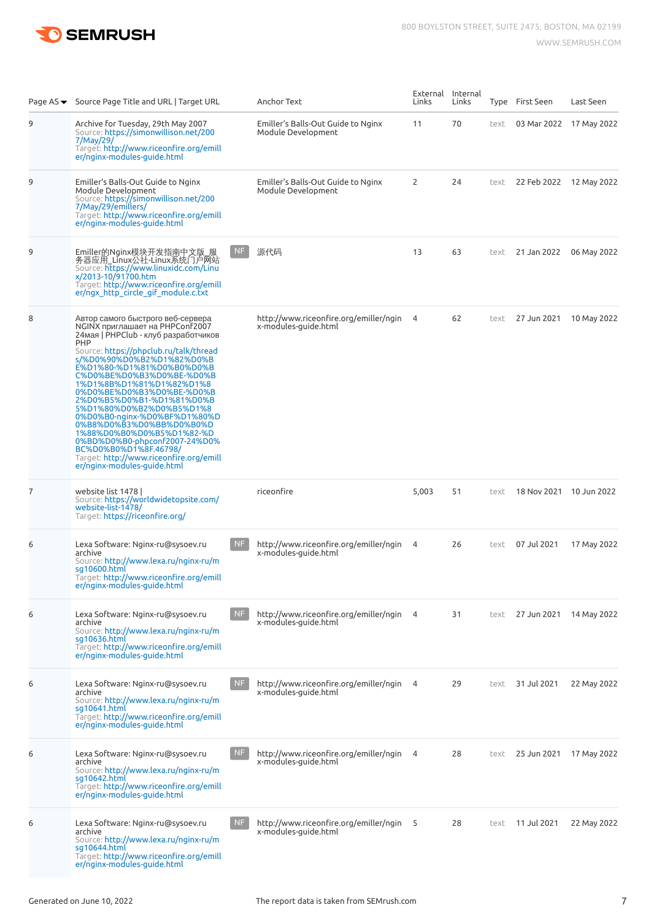| Page AS | Source Page Title and URL \| Target URL | | Anchor Text | External Links | Internal Links | Type | First Seen | Last Seen |
|---|---|---|---|---|---|---|---|---|
| 9 | Archive for Tuesday, 29th May 2007<br>Source: https://simonwillison.net/2007/May/29/<br>Target: http://www.riceonfire.org/emiller/nginx-modules-guide.html | | Emiller's Balls-Out Guide to Nginx Module Development | 11 | 70 | text | 03 Mar 2022 | 17 May 2022 |
| 9 | Emiller's Balls-Out Guide to Nginx Module Development<br>Source: https://simonwillison.net/2007/May/29/emillers/<br>Target: http://www.riceonfire.org/emiller/nginx-modules-guide.html | | Emiller's Balls-Out Guide to Nginx Module Development | 2 | 24 | text | 22 Feb 2022 | 12 May 2022 |
| 9 | Emiller的Nginx模块开发指南中文版_服务器应用_Linux公社-Linux系统门户网站<br>Source: https://www.linuxidc.com/Linux/2013-10/91700.htm<br>Target: http://www.riceonfire.org/emiller/ngx_http_circle_gif_module.c.txt | NF | 源代码 | 13 | 63 | text | 21 Jan 2022 | 06 May 2022 |
| 8 | Автор самого быстрого веб-сервера NGINX приглашает на PHPConf2007 24мая \| PHPClub - клуб разработчиков PHP<br>Source: https://phpclub.ru/talk/threads/%D0%90%D0%B2%D1%82%D0%BE%D1%80-%D1%81%D0%B0%D0%BC%D0%BE%D0%B3%D0%BE-%D0%B1%D1%8B%D1%81%D1%82%D1%80%D0%BE%D0%B3%D0%BE-%D0%B2%D0%B5%D0%B1-%D1%81%D0%B5%D1%80%D0%B2%D0%B5%D1%80%D0%B0-nginx-%D0%BF%D1%80%D0%B8%D0%B3%D0%BB%D0%B0%D1%88%D0%B0%D0%B5%D1%82-%D0%BD%D0%B0-phpconf2007-24%D0%BC%D0%B0%D1%8F.46798/<br>Target: http://www.riceonfire.org/emiller/nginx-modules-guide.html | | http://www.riceonfire.org/emiller/nginx-modules-guide.html | 4 | 62 | text | 27 Jun 2021 | 10 May 2022 |
| 7 | website list 1478 \|<br>Source: https://worldwidetopsite.com/website-list-1478/<br>Target: https://riceonfire.org/ | | riceonfire | 5,003 | 51 | text | 18 Nov 2021 | 10 Jun 2022 |
| 6 | Lexa Software: Nginx-ru@sysoev.ru archive<br>Source: http://www.lexa.ru/nginx-ru/msg10600.html<br>Target: http://www.riceonfire.org/emiller/nginx-modules-guide.html | NF | http://www.riceonfire.org/emiller/nginx-modules-guide.html | 4 | 26 | text | 07 Jul 2021 | 17 May 2022 |
| 6 | Lexa Software: Nginx-ru@sysoev.ru archive<br>Source: http://www.lexa.ru/nginx-ru/msg10636.html<br>Target: http://www.riceonfire.org/emiller/nginx-modules-guide.html | NF | http://www.riceonfire.org/emiller/nginx-modules-guide.html | 4 | 31 | text | 27 Jun 2021 | 14 May 2022 |
| 6 | Lexa Software: Nginx-ru@sysoev.ru archive<br>Source: http://www.lexa.ru/nginx-ru/msg10641.html<br>Target: http://www.riceonfire.org/emiller/nginx-modules-guide.html | NF | http://www.riceonfire.org/emiller/nginx-modules-guide.html | 4 | 29 | text | 31 Jul 2021 | 22 May 2022 |
| 6 | Lexa Software: Nginx-ru@sysoev.ru archive<br>Source: http://www.lexa.ru/nginx-ru/msg10642.html<br>Target: http://www.riceonfire.org/emiller/nginx-modules-guide.html | NF | http://www.riceonfire.org/emiller/nginx-modules-guide.html | 4 | 28 | text | 25 Jun 2021 | 17 May 2022 |
| 6 | Lexa Software: Nginx-ru@sysoev.ru archive<br>Source: http://www.lexa.ru/nginx-ru/msg10644.html<br>Target: http://www.riceonfire.org/emiller/nginx-modules-guide.html | NF | http://www.riceonfire.org/emiller/nginx-modules-guide.html | 5 | 28 | text | 11 Jul 2021 | 22 May 2022 |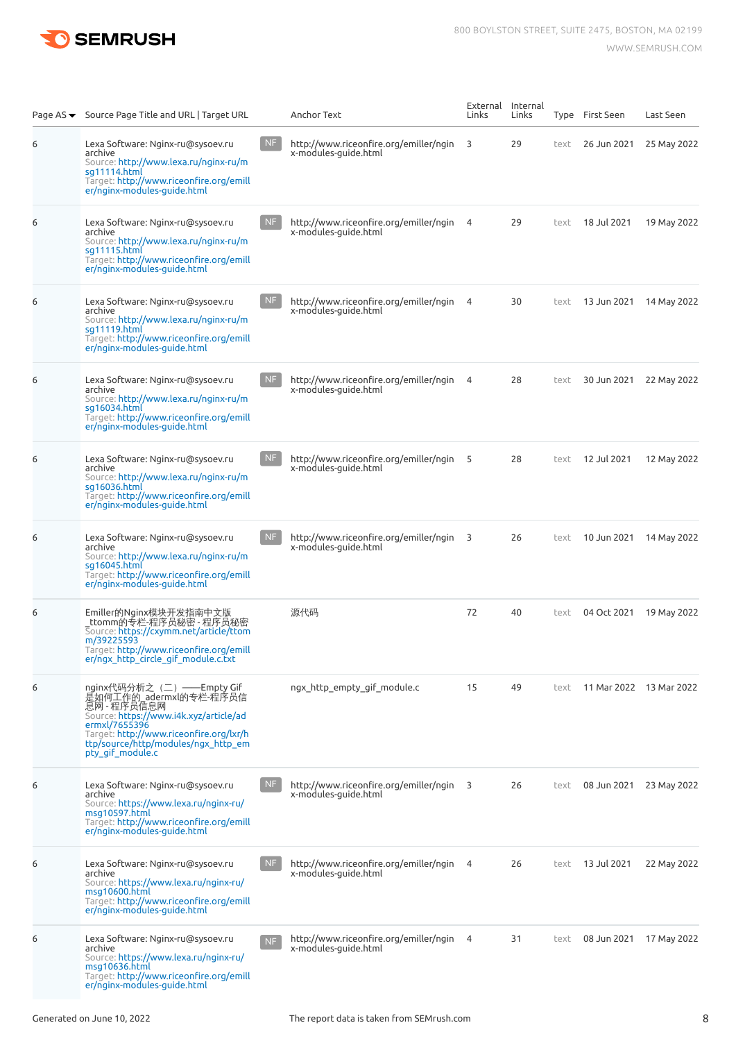| Page AS ▾ | Source Page Title and URL \| Target URL | | Anchor Text | External Links | Internal Links | Type | First Seen | Last Seen |
|---|---|---|---|---|---|---|---|---|
| 6 | Lexa Software: Nginx-ru@sysoev.ru archive<br>Source: http://www.lexa.ru/nginx-ru/msg11114.html<br>Target: http://www.riceonfire.org/emiller/nginx-modules-guide.html | NF | http://www.riceonfire.org/emiller/nginx-modules-guide.html | 3 | 29 | text | 26 Jun 2021 | 25 May 2022 |
| 6 | Lexa Software: Nginx-ru@sysoev.ru archive<br>Source: http://www.lexa.ru/nginx-ru/msg11115.html<br>Target: http://www.riceonfire.org/emiller/nginx-modules-guide.html | NF | http://www.riceonfire.org/emiller/nginx-modules-guide.html | 4 | 29 | text | 18 Jul 2021 | 19 May 2022 |
| 6 | Lexa Software: Nginx-ru@sysoev.ru archive<br>Source: http://www.lexa.ru/nginx-ru/msg11119.html<br>Target: http://www.riceonfire.org/emiller/nginx-modules-guide.html | NF | http://www.riceonfire.org/emiller/nginx-modules-guide.html | 4 | 30 | text | 13 Jun 2021 | 14 May 2022 |
| 6 | Lexa Software: Nginx-ru@sysoev.ru archive<br>Source: http://www.lexa.ru/nginx-ru/msg16034.html<br>Target: http://www.riceonfire.org/emiller/nginx-modules-guide.html | NF | http://www.riceonfire.org/emiller/nginx-modules-guide.html | 4 | 28 | text | 30 Jun 2021 | 22 May 2022 |
| 6 | Lexa Software: Nginx-ru@sysoev.ru archive<br>Source: http://www.lexa.ru/nginx-ru/msg16036.html<br>Target: http://www.riceonfire.org/emiller/nginx-modules-guide.html | NF | http://www.riceonfire.org/emiller/nginx-modules-guide.html | 5 | 28 | text | 12 Jul 2021 | 12 May 2022 |
| 6 | Lexa Software: Nginx-ru@sysoev.ru archive<br>Source: http://www.lexa.ru/nginx-ru/msg16045.html<br>Target: http://www.riceonfire.org/emiller/nginx-modules-guide.html | NF | http://www.riceonfire.org/emiller/nginx-modules-guide.html | 3 | 26 | text | 10 Jun 2021 | 14 May 2022 |
| 6 | Emiller的Nginx模块开发指南中文版_ttomm的专栏-程序员秘密 - 程序员秘密<br>Source: https://cxymm.net/article/ttomm/39225593<br>Target: http://www.riceonfire.org/emiller/ngx_http_circle_gif_module.c.txt | | 源代码 | 72 | 40 | text | 04 Oct 2021 | 19 May 2022 |
| 6 | nginx代码分析之（二）——Empty Gif是如何工作的_adermxl的专栏-程序员信息网 - 程序员信息网<br>Source: https://www.i4k.xyz/article/adermxl/7655396<br>Target: http://www.riceonfire.org/lxr/http/source/http/modules/ngx_http_empty_gif_module.c | | ngx_http_empty_gif_module.c | 15 | 49 | text | 11 Mar 2022 | 13 Mar 2022 |
| 6 | Lexa Software: Nginx-ru@sysoev.ru archive<br>Source: https://www.lexa.ru/nginx-ru/msg10597.html<br>Target: http://www.riceonfire.org/emiller/nginx-modules-guide.html | NF | http://www.riceonfire.org/emiller/nginx-modules-guide.html | 3 | 26 | text | 08 Jun 2021 | 23 May 2022 |
| 6 | Lexa Software: Nginx-ru@sysoev.ru archive<br>Source: https://www.lexa.ru/nginx-ru/msg10600.html<br>Target: http://www.riceonfire.org/emiller/nginx-modules-guide.html | NF | http://www.riceonfire.org/emiller/nginx-modules-guide.html | 4 | 26 | text | 13 Jul 2021 | 22 May 2022 |
| 6 | Lexa Software: Nginx-ru@sysoev.ru archive<br>Source: https://www.lexa.ru/nginx-ru/msg10636.html<br>Target: http://www.riceonfire.org/emiller/nginx-modules-guide.html | NF | http://www.riceonfire.org/emiller/nginx-modules-guide.html | 4 | 31 | text | 08 Jun 2021 | 17 May 2022 |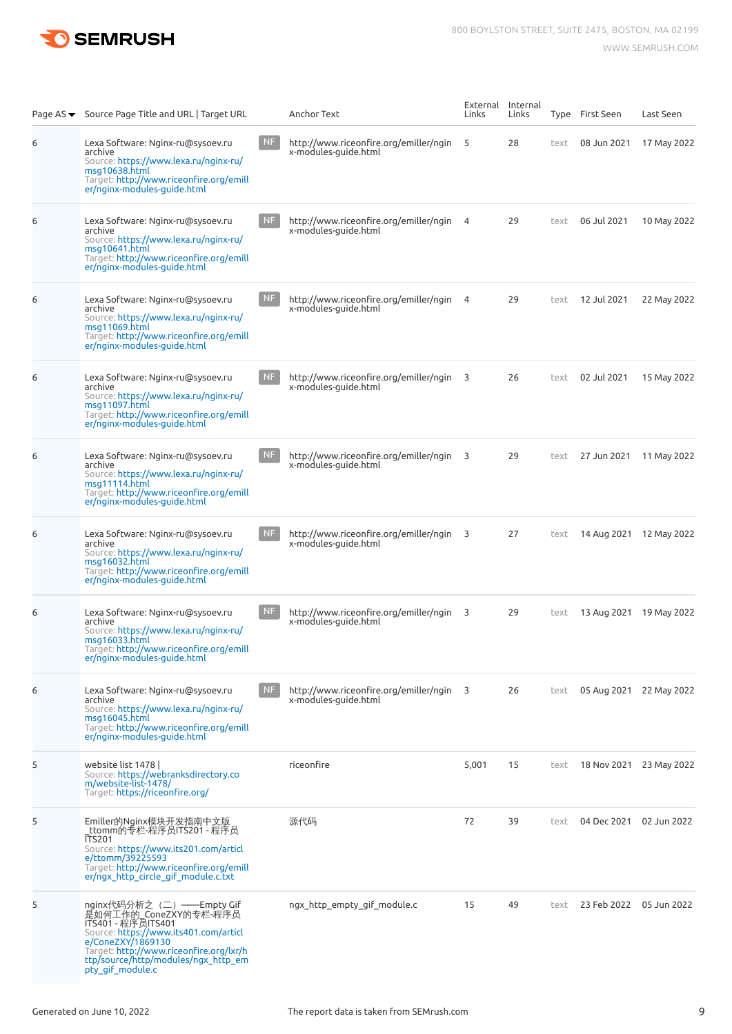| Page AS | Source Page Title and URL \| Target URL | | Anchor Text | External Links | Internal Links | Type | First Seen | Last Seen |
|---|---|---|---|---|---|---|---|---|
| 6 | Lexa Software: Nginx-ru@sysoev.ru archive<br>Source: https://www.lexa.ru/nginx-ru/msg10638.html<br>Target: http://www.riceonfire.org/emiller/nginx-modules-guide.html | NF | http://www.riceonfire.org/emiller/nginx-modules-guide.html | 5 | 28 | text | 08 Jun 2021 | 17 May 2022 |
| 6 | Lexa Software: Nginx-ru@sysoev.ru archive<br>Source: https://www.lexa.ru/nginx-ru/msg10641.html<br>Target: http://www.riceonfire.org/emiller/nginx-modules-guide.html | NF | http://www.riceonfire.org/emiller/nginx-modules-guide.html | 4 | 29 | text | 06 Jul 2021 | 10 May 2022 |
| 6 | Lexa Software: Nginx-ru@sysoev.ru archive<br>Source: https://www.lexa.ru/nginx-ru/msg11069.html<br>Target: http://www.riceonfire.org/emiller/nginx-modules-guide.html | NF | http://www.riceonfire.org/emiller/nginx-modules-guide.html | 4 | 29 | text | 12 Jul 2021 | 22 May 2022 |
| 6 | Lexa Software: Nginx-ru@sysoev.ru archive<br>Source: https://www.lexa.ru/nginx-ru/msg11097.html<br>Target: http://www.riceonfire.org/emiller/nginx-modules-guide.html | NF | http://www.riceonfire.org/emiller/nginx-modules-guide.html | 3 | 26 | text | 02 Jul 2021 | 15 May 2022 |
| 6 | Lexa Software: Nginx-ru@sysoev.ru archive<br>Source: https://www.lexa.ru/nginx-ru/msg11114.html<br>Target: http://www.riceonfire.org/emiller/nginx-modules-guide.html | NF | http://www.riceonfire.org/emiller/nginx-modules-guide.html | 3 | 29 | text | 27 Jun 2021 | 11 May 2022 |
| 6 | Lexa Software: Nginx-ru@sysoev.ru archive<br>Source: https://www.lexa.ru/nginx-ru/msg16032.html<br>Target: http://www.riceonfire.org/emiller/nginx-modules-guide.html | NF | http://www.riceonfire.org/emiller/nginx-modules-guide.html | 3 | 27 | text | 14 Aug 2021 | 12 May 2022 |
| 6 | Lexa Software: Nginx-ru@sysoev.ru archive<br>Source: https://www.lexa.ru/nginx-ru/msg16033.html<br>Target: http://www.riceonfire.org/emiller/nginx-modules-guide.html | NF | http://www.riceonfire.org/emiller/nginx-modules-guide.html | 3 | 29 | text | 13 Aug 2021 | 19 May 2022 |
| 6 | Lexa Software: Nginx-ru@sysoev.ru archive<br>Source: https://www.lexa.ru/nginx-ru/msg16045.html<br>Target: http://www.riceonfire.org/emiller/nginx-modules-guide.html | NF | http://www.riceonfire.org/emiller/nginx-modules-guide.html | 3 | 26 | text | 05 Aug 2021 | 22 May 2022 |
| 5 | website list 1478 \|<br>Source: https://webranksdirectory.com/website-list-1478/<br>Target: https://riceonfire.org/ | | riceonfire | 5,001 | 15 | text | 18 Nov 2021 | 23 May 2022 |
| 5 | Emiller的Nginx模块开发指南中文版_ttomm的专栏-程序员ITS201 - 程序员ITS201<br>Source: https://www.its201.com/article/ttomm/39225593<br>Target: http://www.riceonfire.org/emiller/ngx_http_circle_gif_module.c.txt | | 源代码 | 72 | 39 | text | 04 Dec 2021 | 02 Jun 2022 |
| 5 | nginx代码分析之（二）——Empty Gif是如何工作的_ConeZXY的专栏-程序员ITS401 - 程序员ITS401<br>Source: https://www.its401.com/article/ConeZXY/1869130<br>Target: http://www.riceonfire.org/lxr/http/source/http/modules/ngx_http_empty_gif_module.c | | ngx_http_empty_gif_module.c | 15 | 49 | text | 23 Feb 2022 | 05 Jun 2022 |

Generated on June 10, 2022 | The report data is taken from SEMrush.com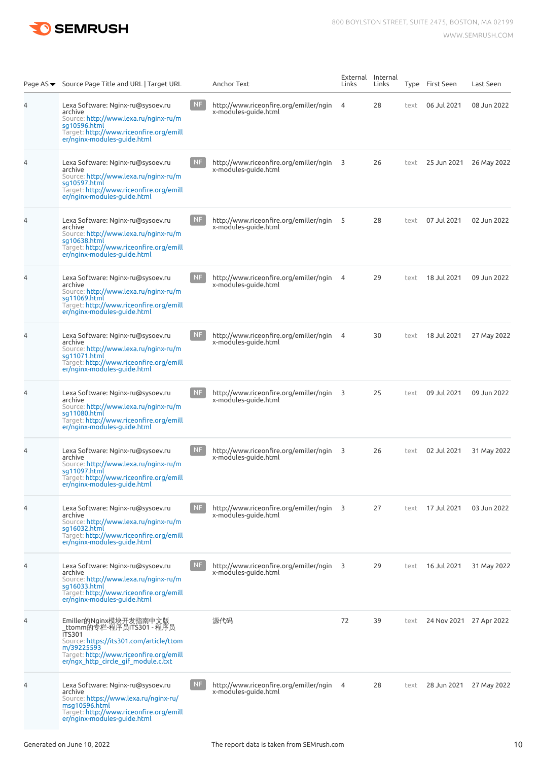| Page AS | Source Page Title and URL \| Target URL | | Anchor Text | External Links | Internal Links | Type | First Seen | Last Seen |
|---|---|---|---|---|---|---|---|---|
| 4 | Lexa Software: Nginx-ru@sysoev.ru archive<br>Source: http://www.lexa.ru/nginx-ru/msg10596.html<br>Target: http://www.riceonfire.org/emiller/nginx-modules-guide.html | NF | http://www.riceonfire.org/emiller/nginx-modules-guide.html | 4 | 28 | text | 06 Jul 2021 | 08 Jun 2022 |
| 4 | Lexa Software: Nginx-ru@sysoev.ru archive<br>Source: http://www.lexa.ru/nginx-ru/msg10597.html<br>Target: http://www.riceonfire.org/emiller/nginx-modules-guide.html | NF | http://www.riceonfire.org/emiller/nginx-modules-guide.html | 3 | 26 | text | 25 Jun 2021 | 26 May 2022 |
| 4 | Lexa Software: Nginx-ru@sysoev.ru archive<br>Source: http://www.lexa.ru/nginx-ru/msg10638.html<br>Target: http://www.riceonfire.org/emiller/nginx-modules-guide.html | NF | http://www.riceonfire.org/emiller/nginx-modules-guide.html | 5 | 28 | text | 07 Jul 2021 | 02 Jun 2022 |
| 4 | Lexa Software: Nginx-ru@sysoev.ru archive<br>Source: http://www.lexa.ru/nginx-ru/msg11069.html<br>Target: http://www.riceonfire.org/emiller/nginx-modules-guide.html | NF | http://www.riceonfire.org/emiller/nginx-modules-guide.html | 4 | 29 | text | 18 Jul 2021 | 09 Jun 2022 |
| 4 | Lexa Software: Nginx-ru@sysoev.ru archive<br>Source: http://www.lexa.ru/nginx-ru/msg11071.html<br>Target: http://www.riceonfire.org/emiller/nginx-modules-guide.html | NF | http://www.riceonfire.org/emiller/nginx-modules-guide.html | 4 | 30 | text | 18 Jul 2021 | 27 May 2022 |
| 4 | Lexa Software: Nginx-ru@sysoev.ru archive<br>Source: http://www.lexa.ru/nginx-ru/msg11080.html<br>Target: http://www.riceonfire.org/emiller/nginx-modules-guide.html | NF | http://www.riceonfire.org/emiller/nginx-modules-guide.html | 3 | 25 | text | 09 Jul 2021 | 09 Jun 2022 |
| 4 | Lexa Software: Nginx-ru@sysoev.ru archive<br>Source: http://www.lexa.ru/nginx-ru/msg11097.html<br>Target: http://www.riceonfire.org/emiller/nginx-modules-guide.html | NF | http://www.riceonfire.org/emiller/nginx-modules-guide.html | 3 | 26 | text | 02 Jul 2021 | 31 May 2022 |
| 4 | Lexa Software: Nginx-ru@sysoev.ru archive<br>Source: http://www.lexa.ru/nginx-ru/msg16032.html<br>Target: http://www.riceonfire.org/emiller/nginx-modules-guide.html | NF | http://www.riceonfire.org/emiller/nginx-modules-guide.html | 3 | 27 | text | 17 Jul 2021 | 03 Jun 2022 |
| 4 | Lexa Software: Nginx-ru@sysoev.ru archive<br>Source: http://www.lexa.ru/nginx-ru/msg16033.html<br>Target: http://www.riceonfire.org/emiller/nginx-modules-guide.html | NF | http://www.riceonfire.org/emiller/nginx-modules-guide.html | 3 | 29 | text | 16 Jul 2021 | 31 May 2022 |
| 4 | Emiller的Nginx模块开发指南中文版_ttomm的专栏-程序员ITS301 - 程序员ITS301<br>Source: https://its301.com/article/ttomm/39225593<br>Target: http://www.riceonfire.org/emiller/ngx_http_circle_gif_module.c.txt | | 源代码 | 72 | 39 | text | 24 Nov 2021 | 27 Apr 2022 |
| 4 | Lexa Software: Nginx-ru@sysoev.ru archive<br>Source: https://www.lexa.ru/nginx-ru/msg10596.html<br>Target: http://www.riceonfire.org/emiller/nginx-modules-guide.html | NF | http://www.riceonfire.org/emiller/nginx-modules-guide.html | 4 | 28 | text | 28 Jun 2021 | 27 May 2022 |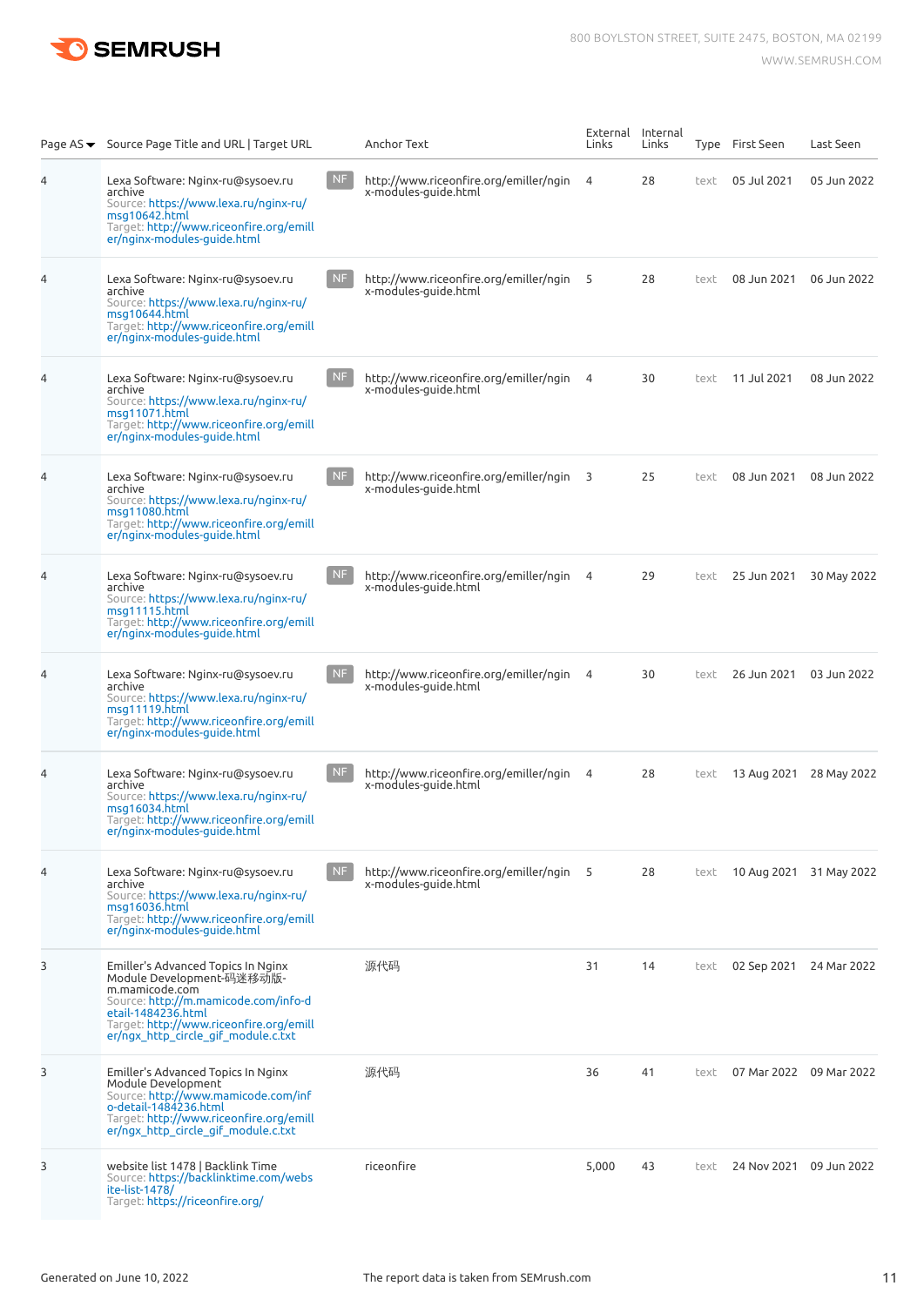| Page AS | Source Page Title and URL \| Target URL | | Anchor Text | External Links | Internal Links | Type | First Seen | Last Seen |
|---|---|---|---|---|---|---|---|---|
| 4 | Lexa Software: Nginx-ru@sysoev.ru archive Source: https://www.lexa.ru/nginx-ru/msg10642.html Target: http://www.riceonfire.org/emiller/nginx-modules-guide.html | NF | http://www.riceonfire.org/emiller/nginx-modules-guide.html | 4 | 28 | text | 05 Jul 2021 | 05 Jun 2022 |
| 4 | Lexa Software: Nginx-ru@sysoev.ru archive Source: https://www.lexa.ru/nginx-ru/msg10644.html Target: http://www.riceonfire.org/emiller/nginx-modules-guide.html | NF | http://www.riceonfire.org/emiller/nginx-modules-guide.html | 5 | 28 | text | 08 Jun 2021 | 06 Jun 2022 |
| 4 | Lexa Software: Nginx-ru@sysoev.ru archive Source: https://www.lexa.ru/nginx-ru/msg11071.html Target: http://www.riceonfire.org/emiller/nginx-modules-guide.html | NF | http://www.riceonfire.org/emiller/nginx-modules-guide.html | 4 | 30 | text | 11 Jul 2021 | 08 Jun 2022 |
| 4 | Lexa Software: Nginx-ru@sysoev.ru archive Source: https://www.lexa.ru/nginx-ru/msg11080.html Target: http://www.riceonfire.org/emiller/nginx-modules-guide.html | NF | http://www.riceonfire.org/emiller/nginx-modules-guide.html | 3 | 25 | text | 08 Jun 2021 | 08 Jun 2022 |
| 4 | Lexa Software: Nginx-ru@sysoev.ru archive Source: https://www.lexa.ru/nginx-ru/msg11115.html Target: http://www.riceonfire.org/emiller/nginx-modules-guide.html | NF | http://www.riceonfire.org/emiller/nginx-modules-guide.html | 4 | 29 | text | 25 Jun 2021 | 30 May 2022 |
| 4 | Lexa Software: Nginx-ru@sysoev.ru archive Source: https://www.lexa.ru/nginx-ru/msg11119.html Target: http://www.riceonfire.org/emiller/nginx-modules-guide.html | NF | http://www.riceonfire.org/emiller/nginx-modules-guide.html | 4 | 30 | text | 26 Jun 2021 | 03 Jun 2022 |
| 4 | Lexa Software: Nginx-ru@sysoev.ru archive Source: https://www.lexa.ru/nginx-ru/msg16034.html Target: http://www.riceonfire.org/emiller/nginx-modules-guide.html | NF | http://www.riceonfire.org/emiller/nginx-modules-guide.html | 4 | 28 | text | 13 Aug 2021 | 28 May 2022 |
| 4 | Lexa Software: Nginx-ru@sysoev.ru archive Source: https://www.lexa.ru/nginx-ru/msg16036.html Target: http://www.riceonfire.org/emiller/nginx-modules-guide.html | NF | http://www.riceonfire.org/emiller/nginx-modules-guide.html | 5 | 28 | text | 10 Aug 2021 | 31 May 2022 |
| 3 | Emiller's Advanced Topics In Nginx Module Development-码迷移动版-m.mamicode.com Source: http://m.mamicode.com/info-detail-1484236.html Target: http://www.riceonfire.org/emiller/ngx_http_circle_gif_module.c.txt | | 源代码 | 31 | 14 | text | 02 Sep 2021 | 24 Mar 2022 |
| 3 | Emiller's Advanced Topics In Nginx Module Development Source: http://www.mamicode.com/info-detail-1484236.html Target: http://www.riceonfire.org/emiller/ngx_http_circle_gif_module.c.txt | | 源代码 | 36 | 41 | text | 07 Mar 2022 | 09 Mar 2022 |
| 3 | website list 1478 \| Backlink Time Source: https://backlinktime.com/website-list-1478/ Target: https://riceonfire.org/ | | riceonfire | 5,000 | 43 | text | 24 Nov 2021 | 09 Jun 2022 |

Generated on June 10, 2022

The report data is taken from SEMrush.com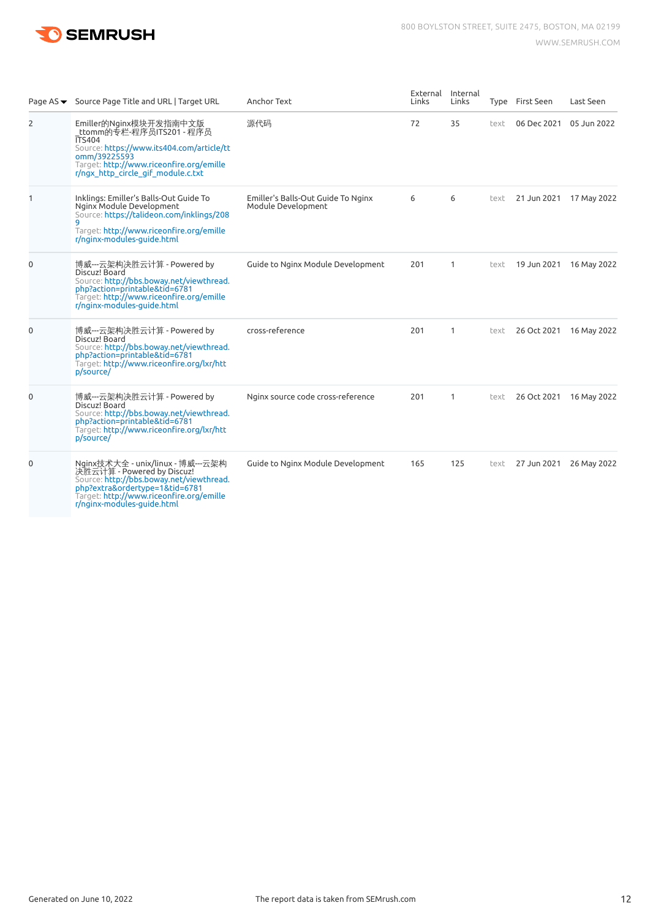| Page AS | Source Page Title and URL \| Target URL | Anchor Text | External Links | Internal Links | Type | First Seen | Last Seen |
|---|---|---|---|---|---|---|---|
| 2 | Emiller的Nginx模块开发指南中文版_ttomm的专栏-程序员ITS201 - 程序员ITS404<br>Source: https://www.its404.com/article/ttomm/39225593<br>Target: http://www.riceonfire.org/emiller/ngx_http_circle_gif_module.c.txt | 源代码 | 72 | 35 | text | 06 Dec 2021 | 05 Jun 2022 |
| 1 | Inklings: Emiller's Balls-Out Guide To Nginx Module Development<br>Source: https://talideon.com/inklings/2089<br>Target: http://www.riceonfire.org/emiller/nginx-modules-guide.html | Emiller's Balls-Out Guide To Nginx Module Development | 6 | 6 | text | 21 Jun 2021 | 17 May 2022 |
| 0 | 博威---云架构决胜云计算 - Powered by Discuz! Board<br>Source: http://bbs.boway.net/viewthread.php?action=printable&tid=6781<br>Target: http://www.riceonfire.org/emiller/nginx-modules-guide.html | Guide to Nginx Module Development | 201 | 1 | text | 19 Jun 2021 | 16 May 2022 |
| 0 | 博威---云架构决胜云计算 - Powered by Discuz! Board<br>Source: http://bbs.boway.net/viewthread.php?action=printable&tid=6781<br>Target: http://www.riceonfire.org/lxr/http/source/ | cross-reference | 201 | 1 | text | 26 Oct 2021 | 16 May 2022 |
| 0 | 博威---云架构决胜云计算 - Powered by Discuz! Board<br>Source: http://bbs.boway.net/viewthread.php?action=printable&tid=6781<br>Target: http://www.riceonfire.org/lxr/http/source/ | Nginx source code cross-reference | 201 | 1 | text | 26 Oct 2021 | 16 May 2022 |
| 0 | Nginx技术大全 - unix/linux - 博威---云架构决胜云计算 - Powered by Discuz!<br>Source: http://bbs.boway.net/viewthread.php?extra&ordertype=1&tid=6781<br>Target: http://www.riceonfire.org/emiller/nginx-modules-guide.html | Guide to Nginx Module Development | 165 | 125 | text | 27 Jun 2021 | 26 May 2022 |